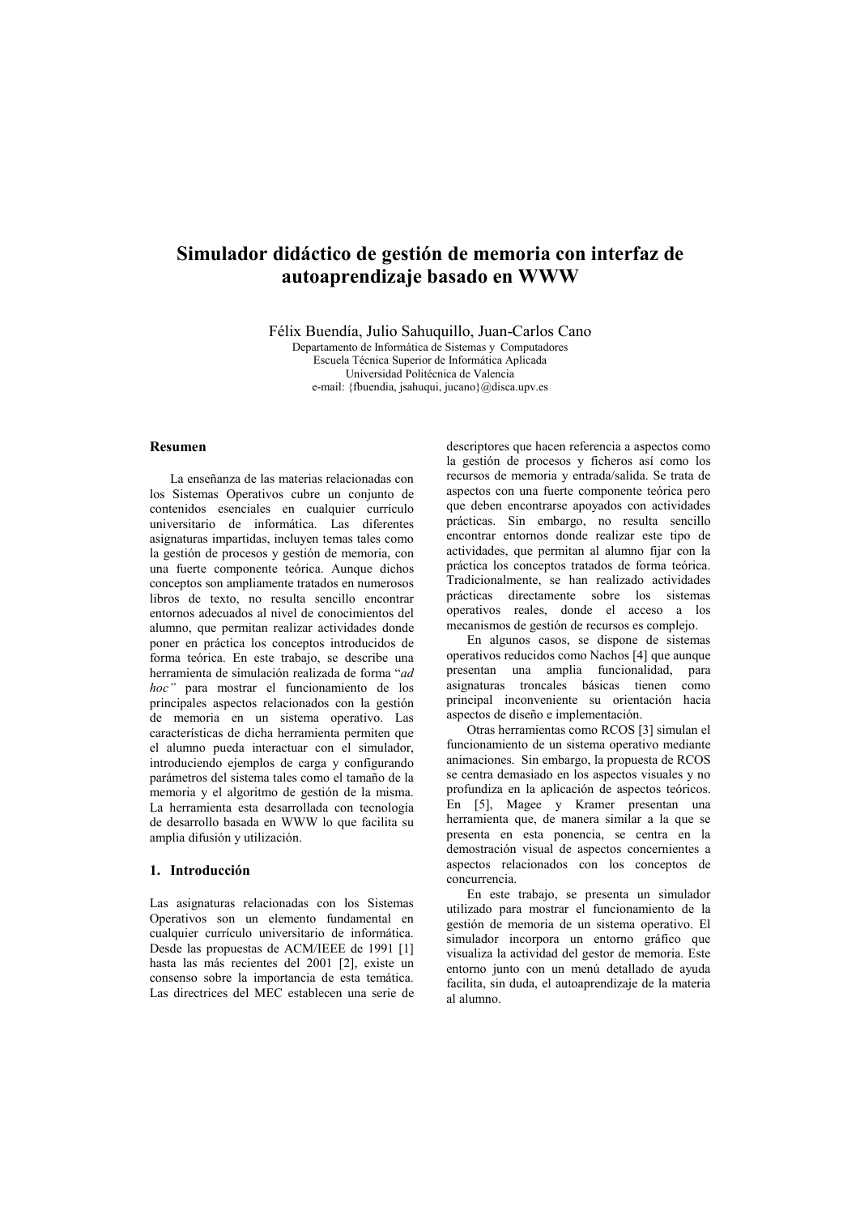# Simulador didáctico de gestión de memoria con interfaz de autoaprendizaje basado en WWW

Félix Buendía, Julio Sahuquillo, Juan-Carlos Cano
Departamento de Informática de Sistemas y Computadores
Escuela Técnica Superior de Informática Aplicada
Universidad Politécnica de Valencia
e-mail: {fbuendia, jsahuqui, jucano}@disca.upv.es

## Resumen

La enseñanza de las materias relacionadas con los Sistemas Operativos cubre un conjunto de contenidos esenciales en cualquier currículo universitario de informática. Las diferentes asignaturas impartidas, incluyen temas tales como la gestión de procesos y gestión de memoria, con una fuerte componente teórica. Aunque dichos conceptos son ampliamente tratados en numerosos libros de texto, no resulta sencillo encontrar entornos adecuados al nivel de conocimientos del alumno, que permitan realizar actividades donde poner en práctica los conceptos introducidos de forma teórica. En este trabajo, se describe una herramienta de simulación realizada de forma "*ad hoc"* para mostrar el funcionamiento de los principales aspectos relacionados con la gestión de memoria en un sistema operativo. Las características de dicha herramienta permiten que el alumno pueda interactuar con el simulador, introduciendo ejemplos de carga y configurando parámetros del sistema tales como el tamaño de la memoria y el algoritmo de gestión de la misma. La herramienta esta desarrollada con tecnología de desarrollo basada en WWW lo que facilita su amplia difusión y utilización.

## 1. Introducción

Las asignaturas relacionadas con los Sistemas Operativos son un elemento fundamental en cualquier currículo universitario de informática. Desde las propuestas de ACM/IEEE de 1991 [1] hasta las más recientes del 2001 [2], existe un consenso sobre la importancia de esta temática. Las directrices del MEC establecen una serie de descriptores que hacen referencia a aspectos como la gestión de procesos y ficheros así como los recursos de memoria y entrada/salida. Se trata de aspectos con una fuerte componente teórica pero que deben encontrarse apoyados con actividades prácticas. Sin embargo, no resulta sencillo encontrar entornos donde realizar este tipo de actividades, que permitan al alumno fijar con la práctica los conceptos tratados de forma teórica. Tradicionalmente, se han realizado actividades prácticas directamente sobre los sistemas operativos reales, donde el acceso a los mecanismos de gestión de recursos es complejo.

En algunos casos, se dispone de sistemas operativos reducidos como Nachos [4] que aunque presentan una amplia funcionalidad, para asignaturas troncales básicas tienen como principal inconveniente su orientación hacia aspectos de diseño e implementación.

Otras herramientas como RCOS [3] simulan el funcionamiento de un sistema operativo mediante animaciones. Sin embargo, la propuesta de RCOS se centra demasiado en los aspectos visuales y no profundiza en la aplicación de aspectos teóricos. En [5], Magee y Kramer presentan una herramienta que, de manera similar a la que se presenta en esta ponencia, se centra en la demostración visual de aspectos concernientes a aspectos relacionados con los conceptos de concurrencia.

En este trabajo, se presenta un simulador utilizado para mostrar el funcionamiento de la gestión de memoria de un sistema operativo. El simulador incorpora un entorno gráfico que visualiza la actividad del gestor de memoria. Este entorno junto con un menú detallado de ayuda facilita, sin duda, el autoaprendizaje de la materia al alumno.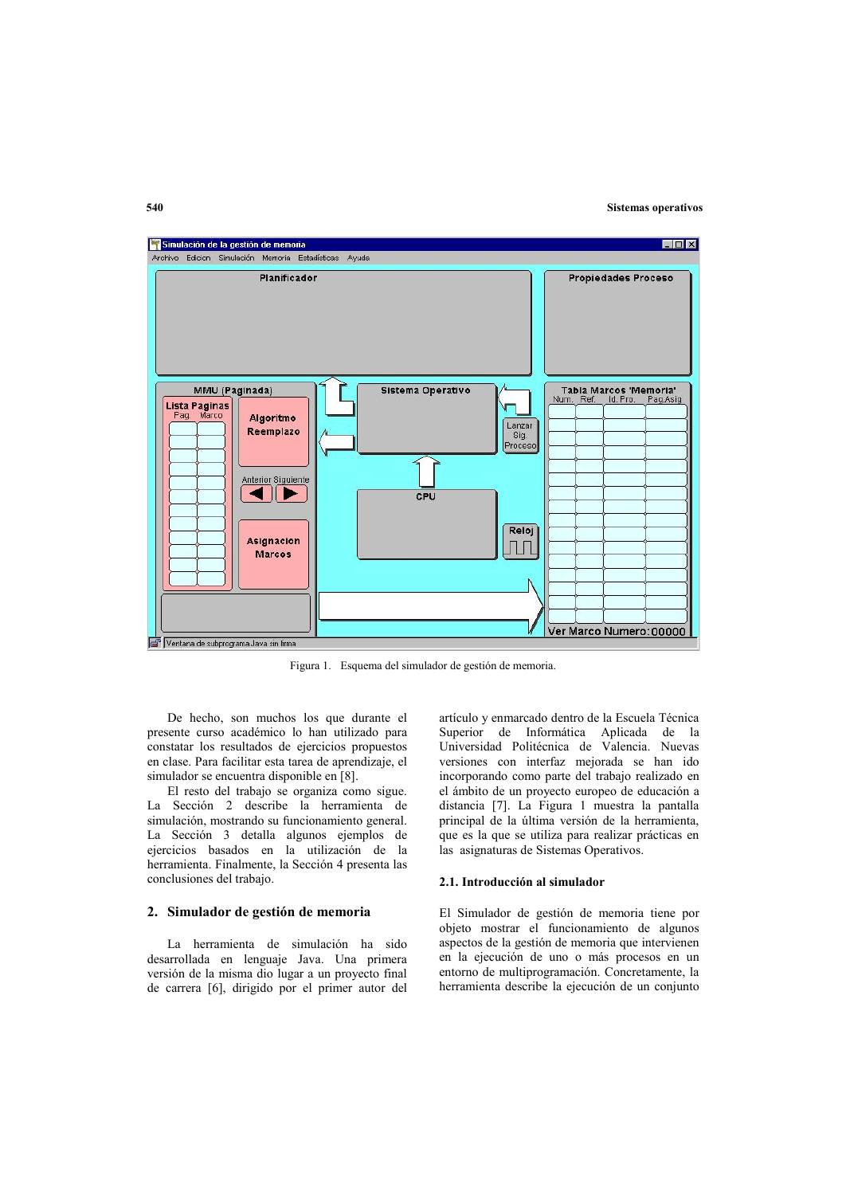Figura 1. Esquema del simulador de gestión de memoria.

De hecho, son muchos los que durante el presente curso académico lo han utilizado para constatar los resultados de ejercicios propuestos en clase. Para facilitar esta tarea de aprendizaje, el simulador se encuentra disponible en [8].

El resto del trabajo se organiza como sigue. La Sección 2 describe la herramienta de simulación, mostrando su funcionamiento general. La Sección 3 detalla algunos ejemplos de ejercicios basados en la utilización de la herramienta. Finalmente, la Sección 4 presenta las conclusiones del trabajo.

## 2. Simulador de gestión de memoria

La herramienta de simulación ha sido desarrollada en lenguaje Java. Una primera versión de la misma dio lugar a un proyecto final de carrera [6], dirigido por el primer autor del artículo y enmarcado dentro de la Escuela Técnica Superior de Informática Aplicada de la Universidad Politécnica de Valencia. Nuevas versiones con interfaz mejorada se han ido incorporando como parte del trabajo realizado en el ámbito de un proyecto europeo de educación a distancia [7]. La Figura 1 muestra la pantalla principal de la última versión de la herramienta, que es la que se utiliza para realizar prácticas en las asignaturas de Sistemas Operativos.

### 2.1. Introducción al simulador

El Simulador de gestión de memoria tiene por objeto mostrar el funcionamiento de algunos aspectos de la gestión de memoria que intervienen en la ejecución de uno o más procesos en un entorno de multiprogramación. Concretamente, la herramienta describe la ejecución de un conjunto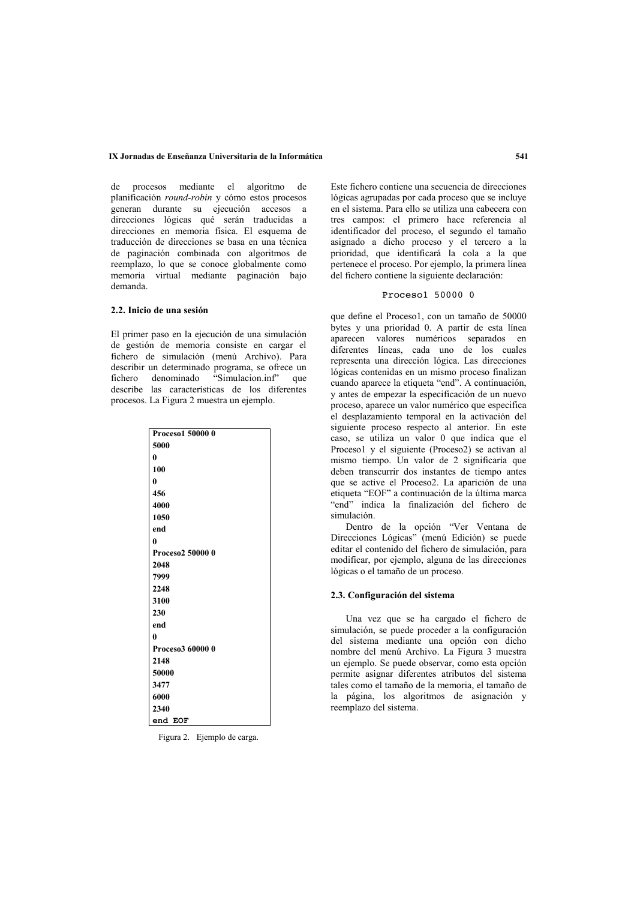de procesos mediante el algoritmo de planificación *round-robin* y cómo estos procesos generan durante su ejecución accesos a direcciones lógicas qué serán traducidas a direcciones en memoria física. El esquema de traducción de direcciones se basa en una técnica de paginación combinada con algoritmos de reemplazo, lo que se conoce globalmente como memoria virtual mediante paginación bajo demanda.

### 2.2. Inicio de una sesión

El primer paso en la ejecución de una simulación de gestión de memoria consiste en cargar el fichero de simulación (menú Archivo). Para describir un determinado programa, se ofrece un fichero denominado "Simulacion.inf" que describe las características de los diferentes procesos. La Figura 2 muestra un ejemplo.

```
Proceso1 50000 0
5000
0
100
0
456
4000
1050
end
0
Proceso2 50000 0
2048
7999
2248
3100
230
end
0
Proceso3 60000 0
2148
50000
3477
6000
2340
end EOF
```

Figura 2. Ejemplo de carga.

Este fichero contiene una secuencia de direcciones lógicas agrupadas por cada proceso que se incluye en el sistema. Para ello se utiliza una cabecera con tres campos: el primero hace referencia al identificador del proceso, el segundo el tamaño asignado a dicho proceso y el tercero a la prioridad, que identificará la cola a la que pertenece el proceso. Por ejemplo, la primera línea del fichero contiene la siguiente declaración:

```
Proceso1 50000 0
```

que define el Proceso1, con un tamaño de 50000 bytes y una prioridad 0. A partir de esta línea aparecen valores numéricos separados en diferentes líneas, cada uno de los cuales representa una dirección lógica. Las direcciones lógicas contenidas en un mismo proceso finalizan cuando aparece la etiqueta "end". A continuación, y antes de empezar la especificación de un nuevo proceso, aparece un valor numérico que especifica el desplazamiento temporal en la activación del siguiente proceso respecto al anterior. En este caso, se utiliza un valor 0 que indica que el Proceso1 y el siguiente (Proceso2) se activan al mismo tiempo. Un valor de 2 significaría que deben transcurrir dos instantes de tiempo antes que se active el Proceso2. La aparición de una etiqueta "EOF" a continuación de la última marca "end" indica la finalización del fichero de simulación.

Dentro de la opción "Ver Ventana de Direcciones Lógicas" (menú Edición) se puede editar el contenido del fichero de simulación, para modificar, por ejemplo, alguna de las direcciones lógicas o el tamaño de un proceso.

### 2.3. Configuración del sistema

Una vez que se ha cargado el fichero de simulación, se puede proceder a la configuración del sistema mediante una opción con dicho nombre del menú Archivo. La Figura 3 muestra un ejemplo. Se puede observar, como esta opción permite asignar diferentes atributos del sistema tales como el tamaño de la memoria, el tamaño de la página, los algoritmos de asignación y reemplazo del sistema.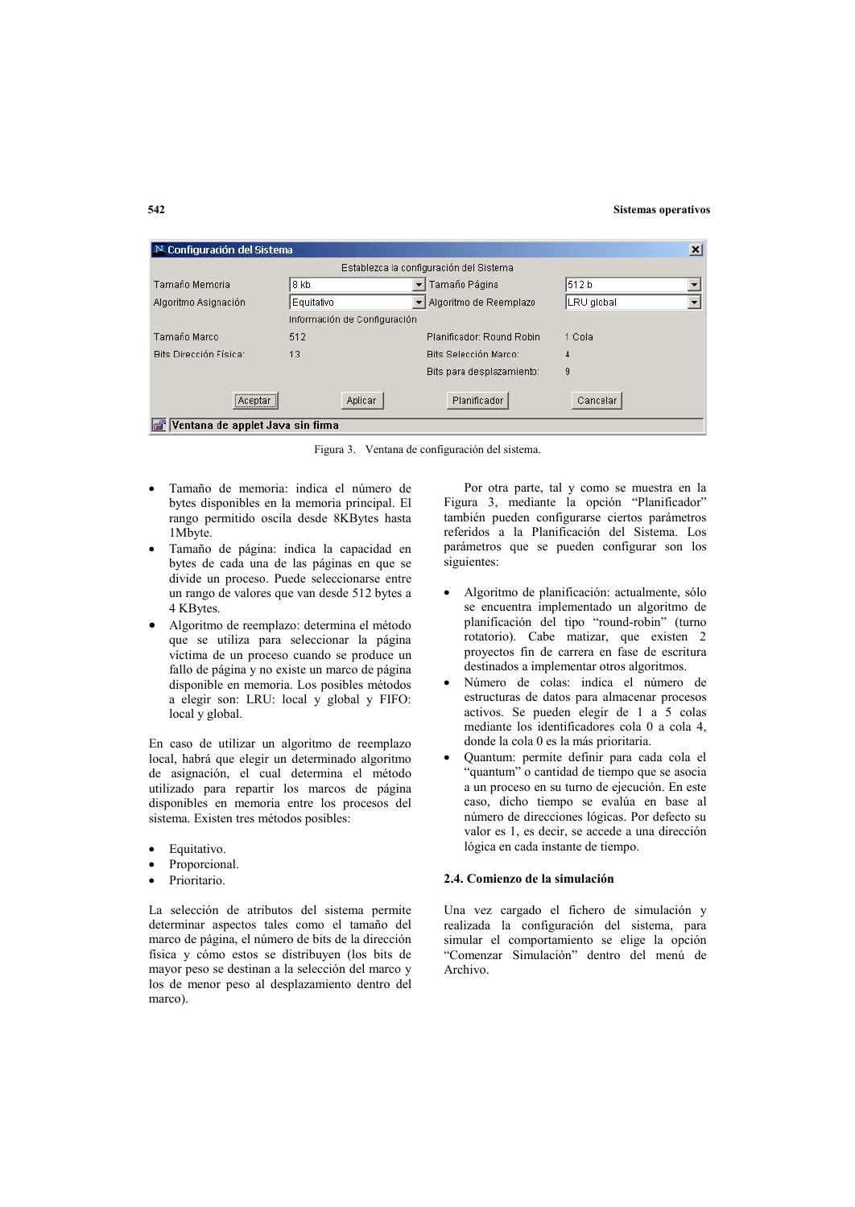Figura 3. Ventana de configuración del sistema.

- Tamaño de memoria: indica el número de bytes disponibles en la memoria principal. El rango permitido oscila desde 8KBytes hasta 1Mbyte.
- Tamaño de página: indica la capacidad en bytes de cada una de las páginas en que se divide un proceso. Puede seleccionarse entre un rango de valores que van desde 512 bytes a 4 KBytes.
- Algoritmo de reemplazo: determina el método que se utiliza para seleccionar la página víctima de un proceso cuando se produce un fallo de página y no existe un marco de página disponible en memoria. Los posibles métodos a elegir son: LRU: local y global y FIFO: local y global.

En caso de utilizar un algoritmo de reemplazo local, habrá que elegir un determinado algoritmo de asignación, el cual determina el método utilizado para repartir los marcos de página disponibles en memoria entre los procesos del sistema. Existen tres métodos posibles:

- Equitativo.
- Proporcional.
- Prioritario.

La selección de atributos del sistema permite determinar aspectos tales como el tamaño del marco de página, el número de bits de la dirección física y cómo estos se distribuyen (los bits de mayor peso se destinan a la selección del marco y los de menor peso al desplazamiento dentro del marco).

Por otra parte, tal y como se muestra en la Figura 3, mediante la opción "Planificador" también pueden configurarse ciertos parámetros referidos a la Planificación del Sistema. Los parámetros que se pueden configurar son los siguientes:

- Algoritmo de planificación: actualmente, sólo se encuentra implementado un algoritmo de planificación del tipo "round-robin" (turno rotatorio). Cabe matizar, que existen 2 proyectos fin de carrera en fase de escritura destinados a implementar otros algoritmos.
- Número de colas: indica el número de estructuras de datos para almacenar procesos activos. Se pueden elegir de 1 a 5 colas mediante los identificadores cola 0 a cola 4, donde la cola 0 es la más prioritaria.
- Quantum: permite definir para cada cola el "quantum" o cantidad de tiempo que se asocia a un proceso en su turno de ejecución. En este caso, dicho tiempo se evalúa en base al número de direcciones lógicas. Por defecto su valor es 1, es decir, se accede a una dirección lógica en cada instante de tiempo.

### 2.4. Comienzo de la simulación

Una vez cargado el fichero de simulación y realizada la configuración del sistema, para simular el comportamiento se elige la opción "Comenzar Simulación" dentro del menú de Archivo.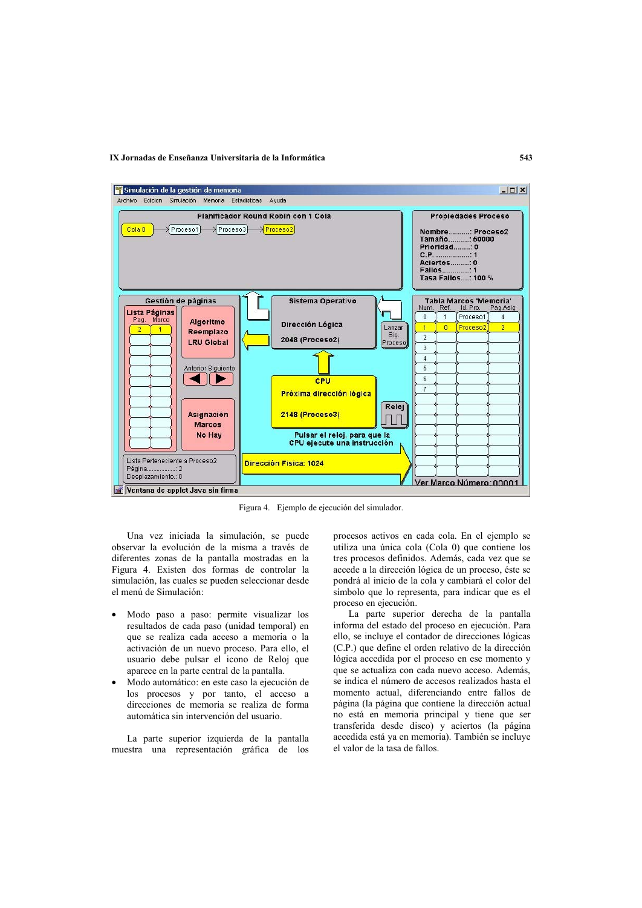Figura 4. Ejemplo de ejecución del simulador.

Una vez iniciada la simulación, se puede observar la evolución de la misma a través de diferentes zonas de la pantalla mostradas en la Figura 4. Existen dos formas de controlar la simulación, las cuales se pueden seleccionar desde el menú de Simulación:

- Modo paso a paso: permite visualizar los resultados de cada paso (unidad temporal) en que se realiza cada acceso a memoria o la activación de un nuevo proceso. Para ello, el usuario debe pulsar el icono de Reloj que aparece en la parte central de la pantalla.
- Modo automático: en este caso la ejecución de los procesos y por tanto, el acceso a direcciones de memoria se realiza de forma automática sin intervención del usuario.

La parte superior izquierda de la pantalla muestra una representación gráfica de los procesos activos en cada cola. En el ejemplo se utiliza una única cola (Cola 0) que contiene los tres procesos definidos. Además, cada vez que se accede a la dirección lógica de un proceso, éste se pondrá al inicio de la cola y cambiará el color del símbolo que lo representa, para indicar que es el proceso en ejecución.

La parte superior derecha de la pantalla informa del estado del proceso en ejecución. Para ello, se incluye el contador de direcciones lógicas (C.P.) que define el orden relativo de la dirección lógica accedida por el proceso en ese momento y que se actualiza con cada nuevo acceso. Además, se indica el número de accesos realizados hasta el momento actual, diferenciando entre fallos de página (la página que contiene la dirección actual no está en memoria principal y tiene que ser transferida desde disco) y aciertos (la página accedida está ya en memoria). También se incluye el valor de la tasa de fallos.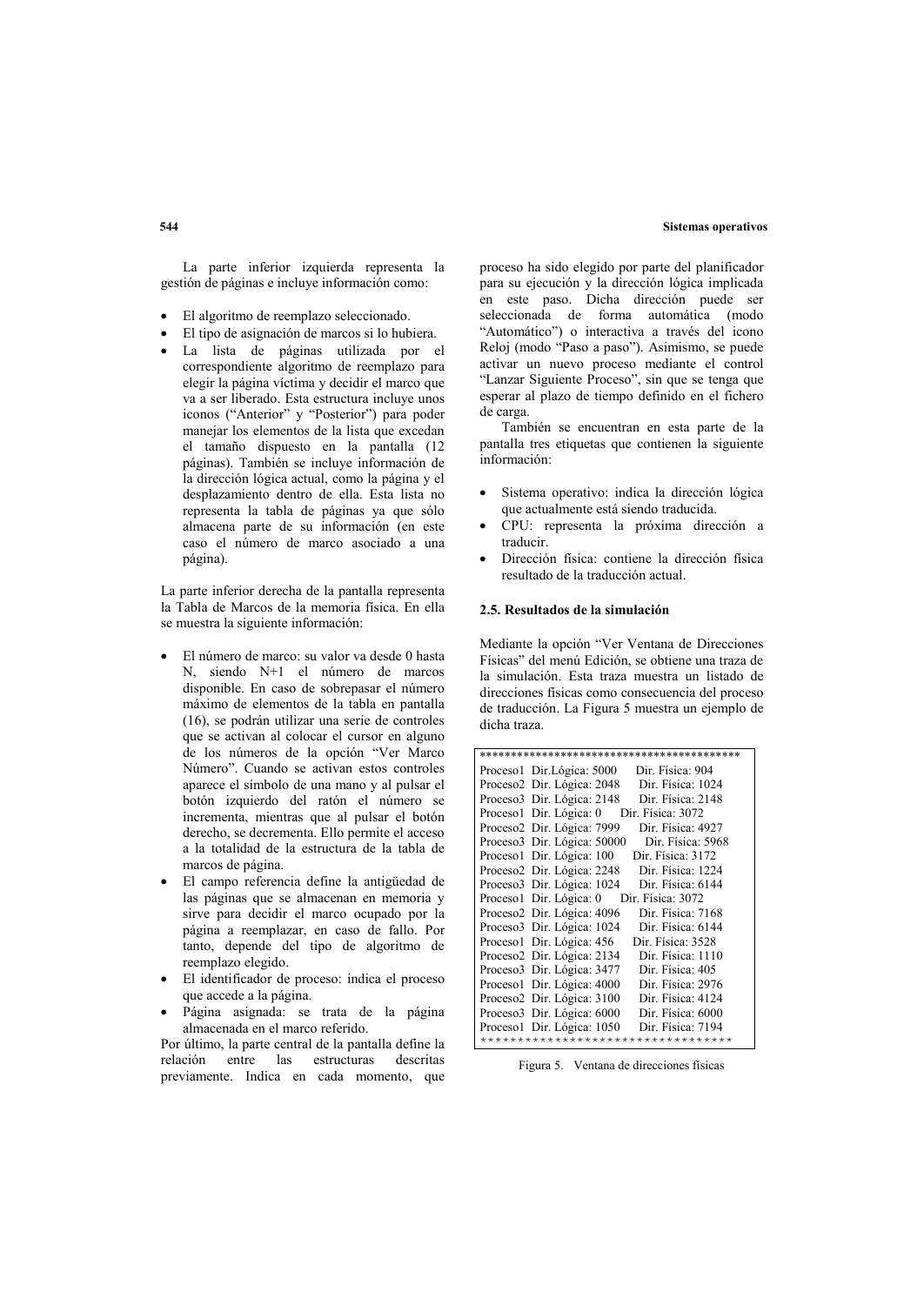La parte inferior izquierda representa la gestión de páginas e incluye información como:

- El algoritmo de reemplazo seleccionado.
- El tipo de asignación de marcos si lo hubiera.
- La lista de páginas utilizada por el correspondiente algoritmo de reemplazo para elegir la página víctima y decidir el marco que va a ser liberado. Esta estructura incluye unos iconos ("Anterior" y "Posterior") para poder manejar los elementos de la lista que excedan el tamaño dispuesto en la pantalla (12 páginas). También se incluye información de la dirección lógica actual, como la página y el desplazamiento dentro de ella. Esta lista no representa la tabla de páginas ya que sólo almacena parte de su información (en este caso el número de marco asociado a una página).

La parte inferior derecha de la pantalla representa la Tabla de Marcos de la memoria física. En ella se muestra la siguiente información:

- El número de marco: su valor va desde 0 hasta N, siendo N+1 el número de marcos disponible. En caso de sobrepasar el número máximo de elementos de la tabla en pantalla (16), se podrán utilizar una serie de controles que se activan al colocar el cursor en alguno de los números de la opción "Ver Marco Número". Cuando se activan estos controles aparece el símbolo de una mano y al pulsar el botón izquierdo del ratón el número se incrementa, mientras que al pulsar el botón derecho, se decrementa. Ello permite el acceso a la totalidad de la estructura de la tabla de marcos de página.
- El campo referencia define la antigüedad de las páginas que se almacenan en memoria y sirve para decidir el marco ocupado por la página a reemplazar, en caso de fallo. Por tanto, depende del tipo de algoritmo de reemplazo elegido.
- El identificador de proceso: indica el proceso que accede a la página.
- Página asignada: se trata de la página almacenada en el marco referido.

Por último, la parte central de la pantalla define la relación entre las estructuras descritas previamente. Indica en cada momento, que proceso ha sido elegido por parte del planificador para su ejecución y la dirección lógica implicada en este paso. Dicha dirección puede ser seleccionada de forma automática (modo "Automático") o interactiva a través del icono Reloj (modo "Paso a paso"). Asimismo, se puede activar un nuevo proceso mediante el control "Lanzar Siguiente Proceso", sin que se tenga que esperar al plazo de tiempo definido en el fichero de carga.

También se encuentran en esta parte de la pantalla tres etiquetas que contienen la siguiente información:

- Sistema operativo: indica la dirección lógica que actualmente está siendo traducida.
- CPU: representa la próxima dirección a traducir.
- Dirección física: contiene la dirección física resultado de la traducción actual.

### 2.5. Resultados de la simulación

Mediante la opción "Ver Ventana de Direcciones Físicas" del menú Edición, se obtiene una traza de la simulación. Esta traza muestra un listado de direcciones físicas como consecuencia del proceso de traducción. La Figura 5 muestra un ejemplo de dicha traza.

```
********************************************
Proceso1  Dir.Lógica: 5000     Dir. Física: 904
Proceso2  Dir. Lógica: 2048    Dir. Física: 1024
Proceso3  Dir. Lógica: 2148    Dir. Física: 2148
Proceso1  Dir. Lógica: 0    Dir. Física: 3072
Proceso2  Dir. Lógica: 7999    Dir. Física: 4927
Proceso3  Dir. Lógica: 50000    Dir. Física: 5968
Proceso1  Dir. Lógica: 100    Dir. Física: 3172
Proceso2  Dir. Lógica: 2248    Dir. Física: 1224
Proceso3  Dir. Lógica: 1024    Dir. Física: 6144
Proceso1  Dir. Lógica: 0    Dir. Física: 3072
Proceso2  Dir. Lógica: 4096    Dir. Física: 7168
Proceso3  Dir. Lógica: 1024    Dir. Física: 6144
Proceso1  Dir. Lógica: 456    Dir. Física: 3528
Proceso2  Dir. Lógica: 2134    Dir. Física: 1110
Proceso3  Dir. Lógica: 3477    Dir. Física: 405
Proceso1  Dir. Lógica: 4000    Dir. Física: 2976
Proceso2  Dir. Lógica: 3100    Dir. Física: 4124
Proceso3  Dir. Lógica: 6000    Dir. Física: 6000
Proceso1  Dir. Lógica: 1050    Dir. Física: 7194
**********************************
```

Figura 5. Ventana de direcciones físicas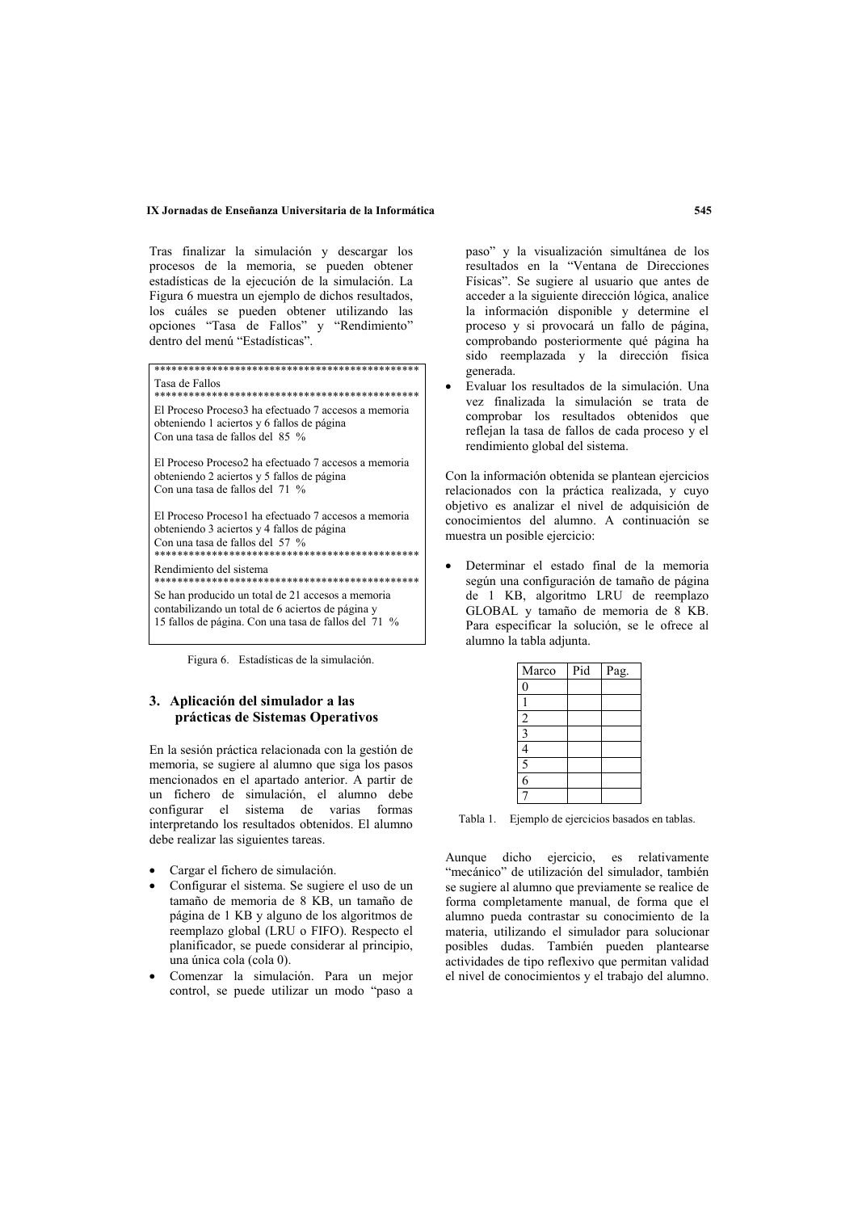Tras finalizar la simulación y descargar los procesos de la memoria, se pueden obtener estadísticas de la ejecución de la simulación. La Figura 6 muestra un ejemplo de dichos resultados, los cuáles se pueden obtener utilizando las opciones "Tasa de Fallos" y "Rendimiento" dentro del menú "Estadísticas".

```
***********************************************
Tasa de Fallos
***********************************************
El Proceso Proceso3 ha efectuado 7 accesos a memoria
obteniendo 1 aciertos y 6 fallos de página
Con una tasa de fallos del  85  %

El Proceso Proceso2 ha efectuado 7 accesos a memoria
obteniendo 2 aciertos y 5 fallos de página
Con una tasa de fallos del  71  %

El Proceso Proceso1 ha efectuado 7 accesos a memoria
obteniendo 3 aciertos y 4 fallos de página
Con una tasa de fallos del  57  %
***********************************************
Rendimiento del sistema
***********************************************
Se han producido un total de 21 accesos a memoria
contabilizando un total de 6 aciertos de página y
15 fallos de página. Con una tasa de fallos del  71  %
```

Figura 6. Estadísticas de la simulación.

## 3. Aplicación del simulador a las prácticas de Sistemas Operativos

En la sesión práctica relacionada con la gestión de memoria, se sugiere al alumno que siga los pasos mencionados en el apartado anterior. A partir de un fichero de simulación, el alumno debe configurar el sistema de varias formas interpretando los resultados obtenidos. El alumno debe realizar las siguientes tareas.

- Cargar el fichero de simulación.
- Configurar el sistema. Se sugiere el uso de un tamaño de memoria de 8 KB, un tamaño de página de 1 KB y alguno de los algoritmos de reemplazo global (LRU o FIFO). Respecto el planificador, se puede considerar al principio, una única cola (cola 0).
- Comenzar la simulación. Para un mejor control, se puede utilizar un modo "paso a paso" y la visualización simultánea de los resultados en la "Ventana de Direcciones Físicas". Se sugiere al usuario que antes de acceder a la siguiente dirección lógica, analice la información disponible y determine el proceso y si provocará un fallo de página, comprobando posteriormente qué página ha sido reemplazada y la dirección física generada.
- Evaluar los resultados de la simulación. Una vez finalizada la simulación se trata de comprobar los resultados obtenidos que reflejan la tasa de fallos de cada proceso y el rendimiento global del sistema.

Con la información obtenida se plantean ejercicios relacionados con la práctica realizada, y cuyo objetivo es analizar el nivel de adquisición de conocimientos del alumno. A continuación se muestra un posible ejercicio:

- Determinar el estado final de la memoria según una configuración de tamaño de página de 1 KB, algoritmo LRU de reemplazo GLOBAL y tamaño de memoria de 8 KB. Para especificar la solución, se le ofrece al alumno la tabla adjunta.

| Marco | Pid | Pag. |
|---|---|---|
| 0 | | |
| 1 | | |
| 2 | | |
| 3 | | |
| 4 | | |
| 5 | | |
| 6 | | |
| 7 | | |

Tabla 1. Ejemplo de ejercicios basados en tablas.

Aunque dicho ejercicio, es relativamente "mecánico" de utilización del simulador, también se sugiere al alumno que previamente se realice de forma completamente manual, de forma que el alumno pueda contrastar su conocimiento de la materia, utilizando el simulador para solucionar posibles dudas. También pueden plantearse actividades de tipo reflexivo que permitan validad el nivel de conocimientos y el trabajo del alumno.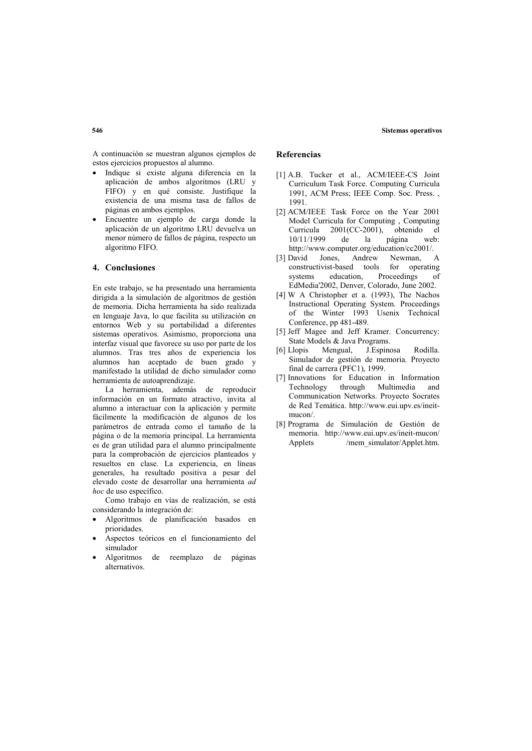A continuación se muestran algunos ejemplos de estos ejercicios propuestos al alumno.

- Indique si existe alguna diferencia en la aplicación de ambos algoritmos (LRU y FIFO) y en qué consiste. Justifique la existencia de una misma tasa de fallos de páginas en ambos ejemplos.
- Encuentre un ejemplo de carga donde la aplicación de un algoritmo LRU devuelva un menor número de fallos de página, respecto un algoritmo FIFO.

## 4. Conclusiones

En este trabajo, se ha presentado una herramienta dirigida a la simulación de algoritmos de gestión de memoria. Dicha herramienta ha sido realizada en lenguaje Java, lo que facilita su utilización en entornos Web y su portabilidad a diferentes sistemas operativos. Asimismo, proporciona una interfaz visual que favorece su uso por parte de los alumnos. Tras tres años de experiencia los alumnos han aceptado de buen grado y manifestado la utilidad de dicho simulador como herramienta de autoaprendizaje.

La herramienta, además de reproducir información en un formato atractivo, invita al alumno a interactuar con la aplicación y permite fácilmente la modificación de algunos de los parámetros de entrada como el tamaño de la página o de la memoria principal. La herramienta es de gran utilidad para el alumno principalmente para la comprobación de ejercicios planteados y resueltos en clase. La experiencia, en líneas generales, ha resultado positiva a pesar del elevado coste de desarrollar una herramienta *ad hoc* de uso específico.

Como trabajo en vías de realización, se está considerando la integración de:

- Algoritmos de planificación basados en prioridades.
- Aspectos teóricos en el funcionamiento del simulador
- Algoritmos de reemplazo de páginas alternativos.

## Referencias

[1] A.B. Tucker et al., ACM/IEEE-CS Joint Curriculum Task Force. Computing Curricula 1991, ACM Press; IEEE Comp. Soc. Press. , 1991.

[2] ACM/IEEE Task Force on the Year 2001 Model Curricula for Computing , Computing Curricula 2001(CC-2001), obtenido el 10/11/1999 de la página web: http://www.computer.org/education/cc2001/.

[3] David Jones, Andrew Newman, A constructivist-based tools for operating systems education, Proceedings of EdMedia'2002, Denver, Colorado, June 2002.

[4] W A Christopher et a. (1993), The Nachos Instructional Operating System. Proceedings of the Winter 1993 Usenix Technical Conference, pp 481-489.

[5] Jeff Magee and Jeff Kramer. Concurrency: State Models & Java Programs.

[6] Llopis Mengual, J.Espinosa Rodilla. Simulador de gestión de memoria. Proyecto final de carrera (PFC1), 1999.

[7] Innovations for Education in Information Technology through Multimedia and Communication Networks. Proyecto Socrates de Red Temática. http://www.eui.upv.es/ineit-mucon/.

[8] Programa de Simulación de Gestión de memoria. http://www.eui.upv.es/ineit-mucon/ Applets /mem_simulator/Applet.htm.